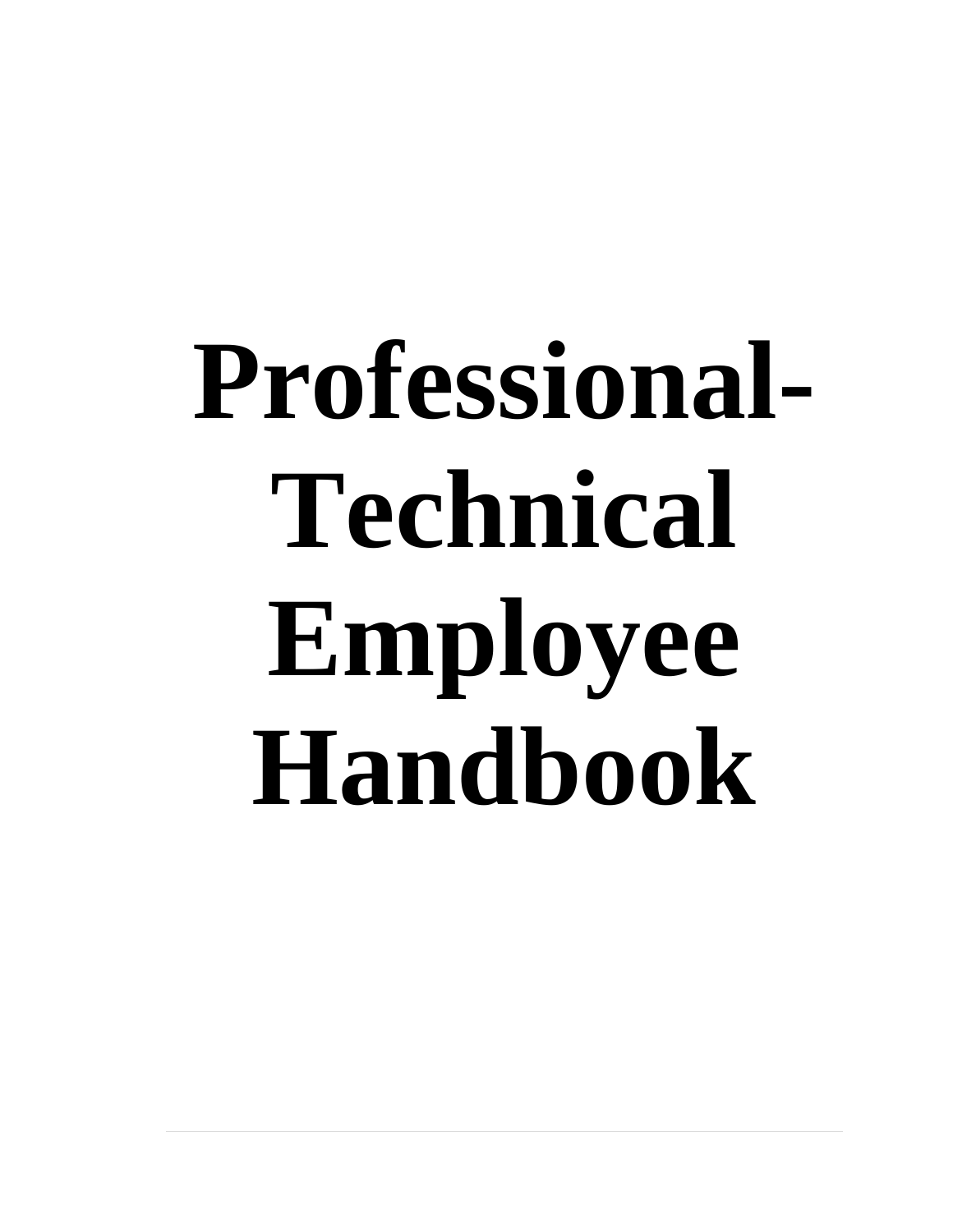# Professional-Technical Employee Handbook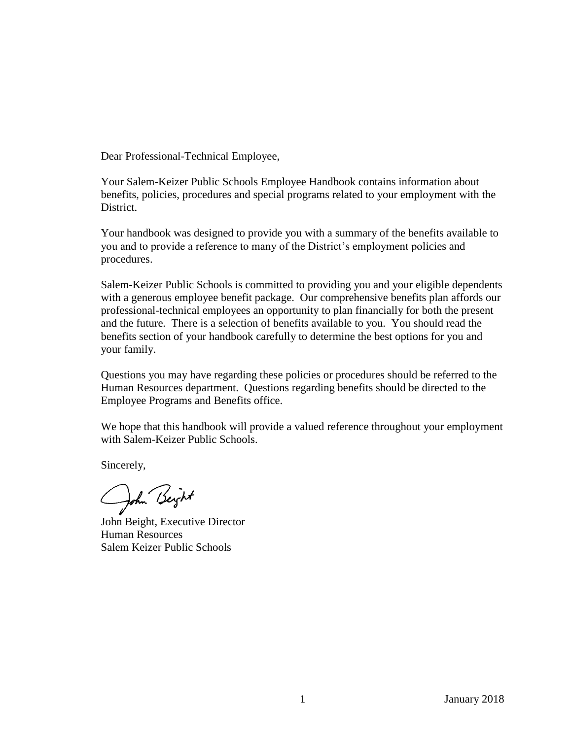Dear Professional-Technical Employee,

Your Salem-Keizer Public Schools Employee Handbook contains information about benefits, policies, procedures and special programs related to your employment with the District.

Your handbook was designed to provide you with a summary of the benefits available to you and to provide a reference to many of the District's employment policies and procedures.

Salem-Keizer Public Schools is committed to providing you and your eligible dependents with a generous employee benefit package. Our comprehensive benefits plan affords our professional-technical employees an opportunity to plan financially for both the present and the future. There is a selection of benefits available to you. You should read the benefits section of your handbook carefully to determine the best options for you and your family.

Questions you may have regarding these policies or procedures should be referred to the Human Resources department. Questions regarding benefits should be directed to the Employee Programs and Benefits office.

We hope that this handbook will provide a valued reference throughout your employment with Salem-Keizer Public Schools.

Sincerely,

John Beight, Executive Director
Human Resources
Salem Keizer Public Schools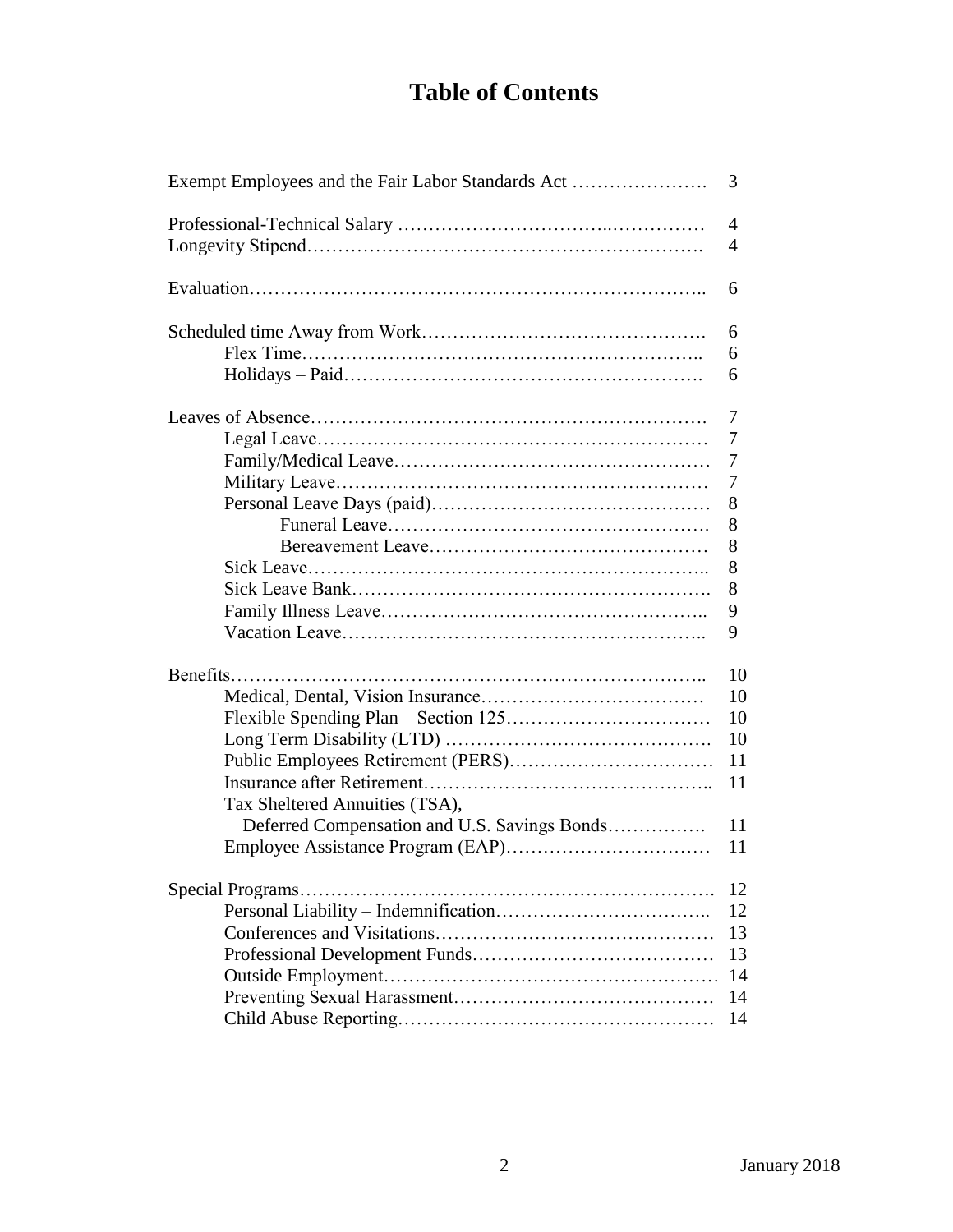# Table of Contents

| | |
|---|---|
| Exempt Employees and the Fair Labor Standards Act | 3 |
| | |
| Professional-Technical Salary | 4 |
| Longevity Stipend | 4 |
| | |
| Evaluation | 6 |
| | |
| Scheduled time Away from Work | 6 |
| &nbsp;&nbsp;&nbsp;&nbsp;Flex Time | 6 |
| &nbsp;&nbsp;&nbsp;&nbsp;Holidays – Paid | 6 |
| | |
| Leaves of Absence | 7 |
| &nbsp;&nbsp;&nbsp;&nbsp;Legal Leave | 7 |
| &nbsp;&nbsp;&nbsp;&nbsp;Family/Medical Leave | 7 |
| &nbsp;&nbsp;&nbsp;&nbsp;Military Leave | 7 |
| &nbsp;&nbsp;&nbsp;&nbsp;Personal Leave Days (paid) | 8 |
| &nbsp;&nbsp;&nbsp;&nbsp;&nbsp;&nbsp;&nbsp;&nbsp;Funeral Leave | 8 |
| &nbsp;&nbsp;&nbsp;&nbsp;&nbsp;&nbsp;&nbsp;&nbsp;Bereavement Leave | 8 |
| &nbsp;&nbsp;&nbsp;&nbsp;Sick Leave | 8 |
| &nbsp;&nbsp;&nbsp;&nbsp;Sick Leave Bank | 8 |
| &nbsp;&nbsp;&nbsp;&nbsp;Family Illness Leave | 9 |
| &nbsp;&nbsp;&nbsp;&nbsp;Vacation Leave | 9 |
| | |
| Benefits | 10 |
| &nbsp;&nbsp;&nbsp;&nbsp;Medical, Dental, Vision Insurance | 10 |
| &nbsp;&nbsp;&nbsp;&nbsp;Flexible Spending Plan – Section 125 | 10 |
| &nbsp;&nbsp;&nbsp;&nbsp;Long Term Disability (LTD) | 10 |
| &nbsp;&nbsp;&nbsp;&nbsp;Public Employees Retirement (PERS) | 11 |
| &nbsp;&nbsp;&nbsp;&nbsp;Insurance after Retirement | 11 |
| &nbsp;&nbsp;&nbsp;&nbsp;Tax Sheltered Annuities (TSA), Deferred Compensation and U.S. Savings Bonds | 11 |
| &nbsp;&nbsp;&nbsp;&nbsp;Employee Assistance Program (EAP) | 11 |
| | |
| Special Programs | 12 |
| &nbsp;&nbsp;&nbsp;&nbsp;Personal Liability – Indemnification | 12 |
| &nbsp;&nbsp;&nbsp;&nbsp;Conferences and Visitations | 13 |
| &nbsp;&nbsp;&nbsp;&nbsp;Professional Development Funds | 13 |
| &nbsp;&nbsp;&nbsp;&nbsp;Outside Employment | 14 |
| &nbsp;&nbsp;&nbsp;&nbsp;Preventing Sexual Harassment | 14 |
| &nbsp;&nbsp;&nbsp;&nbsp;Child Abuse Reporting | 14 |

January 2018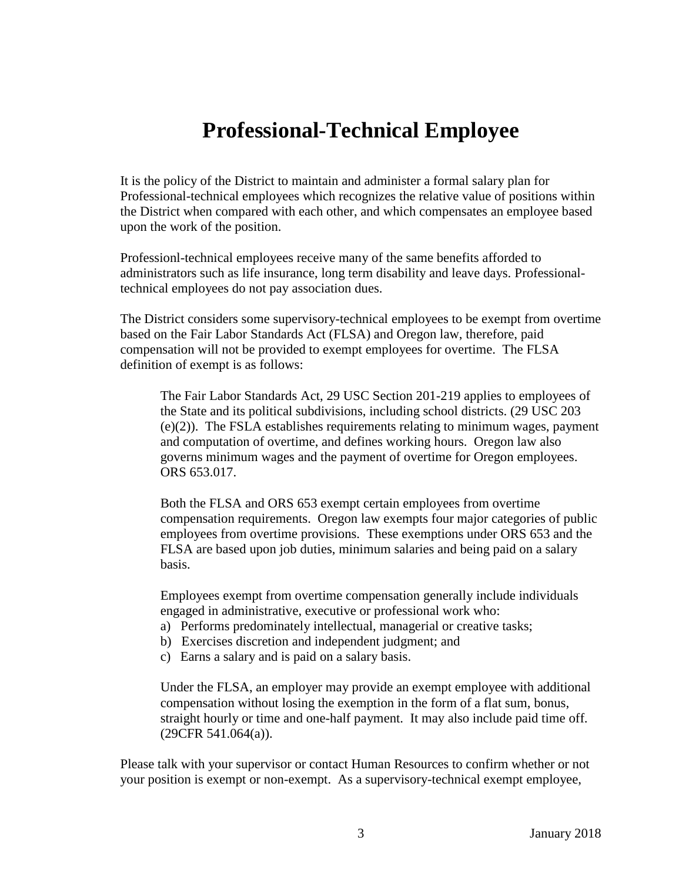# Professional-Technical Employee

It is the policy of the District to maintain and administer a formal salary plan for Professional-technical employees which recognizes the relative value of positions within the District when compared with each other, and which compensates an employee based upon the work of the position.

Professionl-technical employees receive many of the same benefits afforded to administrators such as life insurance, long term disability and leave days. Professional-technical employees do not pay association dues.

The District considers some supervisory-technical employees to be exempt from overtime based on the Fair Labor Standards Act (FLSA) and Oregon law, therefore, paid compensation will not be provided to exempt employees for overtime. The FLSA definition of exempt is as follows:

> The Fair Labor Standards Act, 29 USC Section 201-219 applies to employees of the State and its political subdivisions, including school districts. (29 USC 203 (e)(2)). The FSLA establishes requirements relating to minimum wages, payment and computation of overtime, and defines working hours. Oregon law also governs minimum wages and the payment of overtime for Oregon employees. ORS 653.017.
>
> Both the FLSA and ORS 653 exempt certain employees from overtime compensation requirements. Oregon law exempts four major categories of public employees from overtime provisions. These exemptions under ORS 653 and the FLSA are based upon job duties, minimum salaries and being paid on a salary basis.
>
> Employees exempt from overtime compensation generally include individuals engaged in administrative, executive or professional work who:
>
> a) Performs predominately intellectual, managerial or creative tasks;
> b) Exercises discretion and independent judgment; and
> c) Earns a salary and is paid on a salary basis.
>
> Under the FLSA, an employer may provide an exempt employee with additional compensation without losing the exemption in the form of a flat sum, bonus, straight hourly or time and one-half payment. It may also include paid time off. (29CFR 541.064(a)).

Please talk with your supervisor or contact Human Resources to confirm whether or not your position is exempt or non-exempt. As a supervisory-technical exempt employee,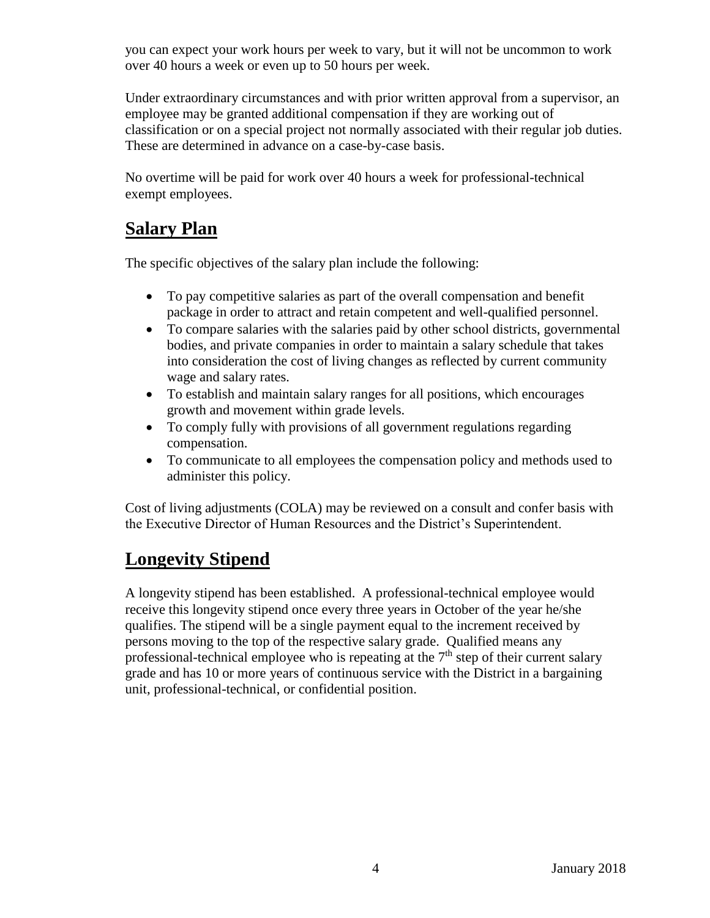you can expect your work hours per week to vary, but it will not be uncommon to work over 40 hours a week or even up to 50 hours per week.

Under extraordinary circumstances and with prior written approval from a supervisor, an employee may be granted additional compensation if they are working out of classification or on a special project not normally associated with their regular job duties. These are determined in advance on a case-by-case basis.

No overtime will be paid for work over 40 hours a week for professional-technical exempt employees.

## Salary Plan

The specific objectives of the salary plan include the following:

- To pay competitive salaries as part of the overall compensation and benefit package in order to attract and retain competent and well-qualified personnel.
- To compare salaries with the salaries paid by other school districts, governmental bodies, and private companies in order to maintain a salary schedule that takes into consideration the cost of living changes as reflected by current community wage and salary rates.
- To establish and maintain salary ranges for all positions, which encourages growth and movement within grade levels.
- To comply fully with provisions of all government regulations regarding compensation.
- To communicate to all employees the compensation policy and methods used to administer this policy.

Cost of living adjustments (COLA) may be reviewed on a consult and confer basis with the Executive Director of Human Resources and the District's Superintendent.

## Longevity Stipend

A longevity stipend has been established. A professional-technical employee would receive this longevity stipend once every three years in October of the year he/she qualifies. The stipend will be a single payment equal to the increment received by persons moving to the top of the respective salary grade. Qualified means any professional-technical employee who is repeating at the 7th step of their current salary grade and has 10 or more years of continuous service with the District in a bargaining unit, professional-technical, or confidential position.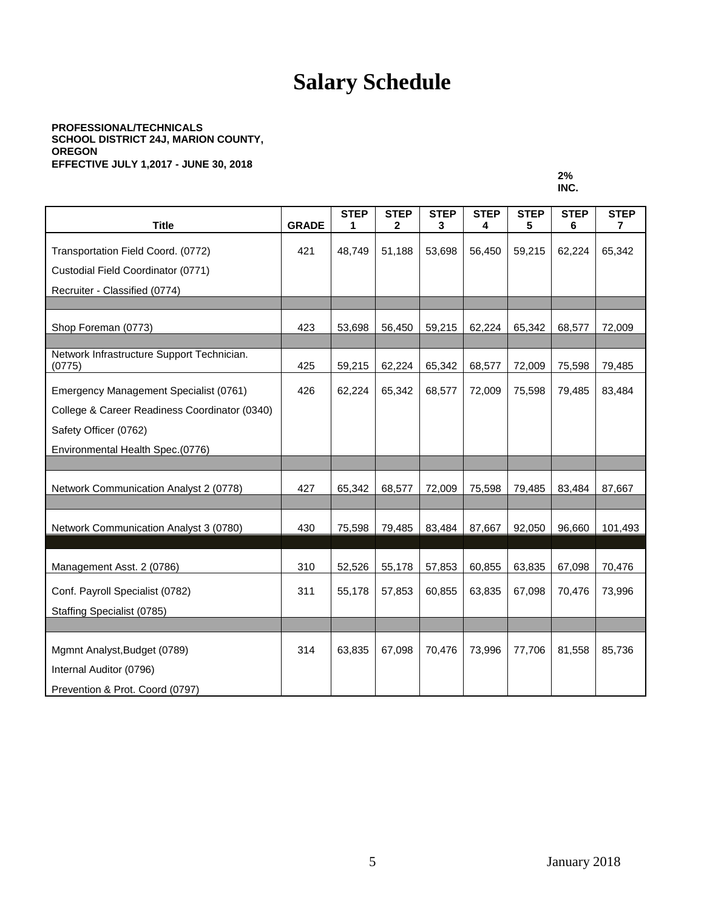# Salary Schedule

**PROFESSIONAL/TECHNICALS**
**SCHOOL DISTRICT 24J, MARION COUNTY, OREGON**
**EFFECTIVE JULY 1,2017 - JUNE 30, 2018**

**2% INC.**

| Title | GRADE | STEP 1 | STEP 2 | STEP 3 | STEP 4 | STEP 5 | STEP 6 | STEP 7 |
|---|---|---|---|---|---|---|---|---|
| Transportation Field Coord. (0772) | 421 | 48,749 | 51,188 | 53,698 | 56,450 | 59,215 | 62,224 | 65,342 |
| Custodial Field Coordinator (0771) | | | | | | | | |
| Recruiter - Classified (0774) | | | | | | | | |
| | | | | | | | | |
| Shop Foreman (0773) | 423 | 53,698 | 56,450 | 59,215 | 62,224 | 65,342 | 68,577 | 72,009 |
| | | | | | | | | |
| Network Infrastructure Support Technician. (0775) | 425 | 59,215 | 62,224 | 65,342 | 68,577 | 72,009 | 75,598 | 79,485 |
| Emergency Management Specialist (0761) | 426 | 62,224 | 65,342 | 68,577 | 72,009 | 75,598 | 79,485 | 83,484 |
| College & Career Readiness Coordinator (0340) | | | | | | | | |
| Safety Officer (0762) | | | | | | | | |
| Environmental Health Spec.(0776) | | | | | | | | |
| | | | | | | | | |
| Network Communication Analyst 2 (0778) | 427 | 65,342 | 68,577 | 72,009 | 75,598 | 79,485 | 83,484 | 87,667 |
| | | | | | | | | |
| Network Communication Analyst 3 (0780) | 430 | 75,598 | 79,485 | 83,484 | 87,667 | 92,050 | 96,660 | 101,493 |
| | | | | | | | | |
| Management Asst. 2 (0786) | 310 | 52,526 | 55,178 | 57,853 | 60,855 | 63,835 | 67,098 | 70,476 |
| Conf. Payroll Specialist (0782) | 311 | 55,178 | 57,853 | 60,855 | 63,835 | 67,098 | 70,476 | 73,996 |
| Staffing Specialist (0785) | | | | | | | | |
| | | | | | | | | |
| Mgmnt Analyst,Budget (0789) | 314 | 63,835 | 67,098 | 70,476 | 73,996 | 77,706 | 81,558 | 85,736 |
| Internal Auditor (0796) | | | | | | | | |
| Prevention & Prot. Coord (0797) | | | | | | | | |

January 2018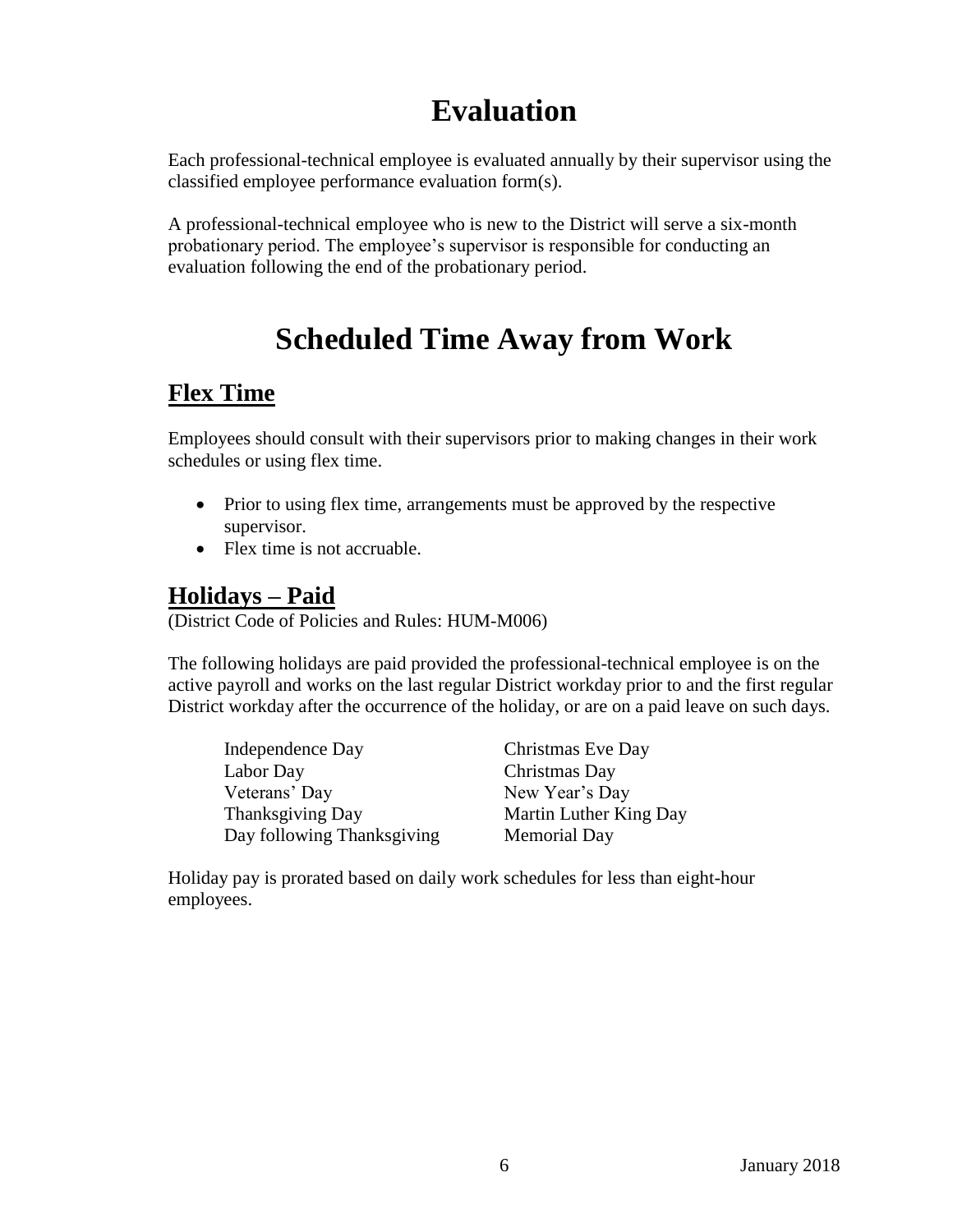# Evaluation

Each professional-technical employee is evaluated annually by their supervisor using the classified employee performance evaluation form(s).

A professional-technical employee who is new to the District will serve a six-month probationary period. The employee's supervisor is responsible for conducting an evaluation following the end of the probationary period.

# Scheduled Time Away from Work

## Flex Time

Employees should consult with their supervisors prior to making changes in their work schedules or using flex time.

- Prior to using flex time, arrangements must be approved by the respective supervisor.
- Flex time is not accruable.

## Holidays – Paid

(District Code of Policies and Rules: HUM-M006)

The following holidays are paid provided the professional-technical employee is on the active payroll and works on the last regular District workday prior to and the first regular District workday after the occurrence of the holiday, or are on a paid leave on such days.

| | |
|---|---|
| Independence Day | Christmas Eve Day |
| Labor Day | Christmas Day |
| Veterans' Day | New Year's Day |
| Thanksgiving Day | Martin Luther King Day |
| Day following Thanksgiving | Memorial Day |

Holiday pay is prorated based on daily work schedules for less than eight-hour employees.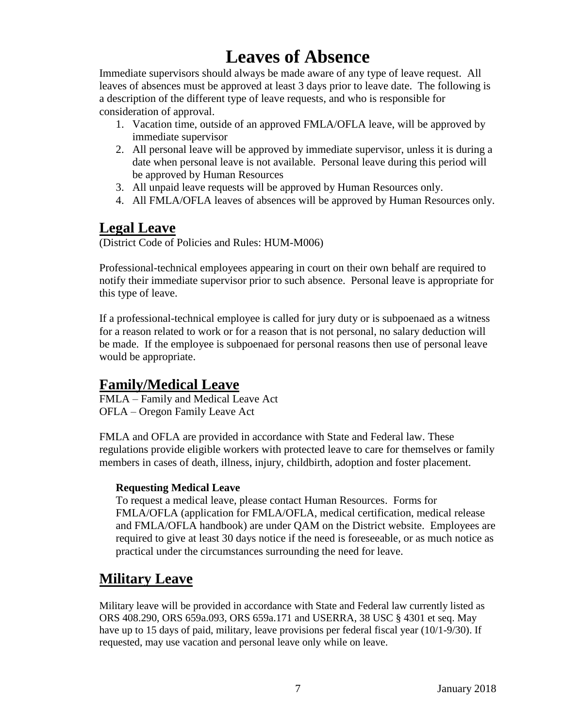# Leaves of Absence

Immediate supervisors should always be made aware of any type of leave request. All leaves of absences must be approved at least 3 days prior to leave date. The following is a description of the different type of leave requests, and who is responsible for consideration of approval.

1. Vacation time, outside of an approved FMLA/OFLA leave, will be approved by immediate supervisor
2. All personal leave will be approved by immediate supervisor, unless it is during a date when personal leave is not available. Personal leave during this period will be approved by Human Resources
3. All unpaid leave requests will be approved by Human Resources only.
4. All FMLA/OFLA leaves of absences will be approved by Human Resources only.

## Legal Leave

(District Code of Policies and Rules: HUM-M006)

Professional-technical employees appearing in court on their own behalf are required to notify their immediate supervisor prior to such absence. Personal leave is appropriate for this type of leave.

If a professional-technical employee is called for jury duty or is subpoenaed as a witness for a reason related to work or for a reason that is not personal, no salary deduction will be made. If the employee is subpoenaed for personal reasons then use of personal leave would be appropriate.

## Family/Medical Leave

FMLA – Family and Medical Leave Act
OFLA – Oregon Family Leave Act

FMLA and OFLA are provided in accordance with State and Federal law. These regulations provide eligible workers with protected leave to care for themselves or family members in cases of death, illness, injury, childbirth, adoption and foster placement.

**Requesting Medical Leave**

To request a medical leave, please contact Human Resources. Forms for FMLA/OFLA (application for FMLA/OFLA, medical certification, medical release and FMLA/OFLA handbook) are under QAM on the District website. Employees are required to give at least 30 days notice if the need is foreseeable, or as much notice as practical under the circumstances surrounding the need for leave.

## Military Leave

Military leave will be provided in accordance with State and Federal law currently listed as ORS 408.290, ORS 659a.093, ORS 659a.171 and USERRA, 38 USC § 4301 et seq. May have up to 15 days of paid, military, leave provisions per federal fiscal year (10/1-9/30). If requested, may use vacation and personal leave only while on leave.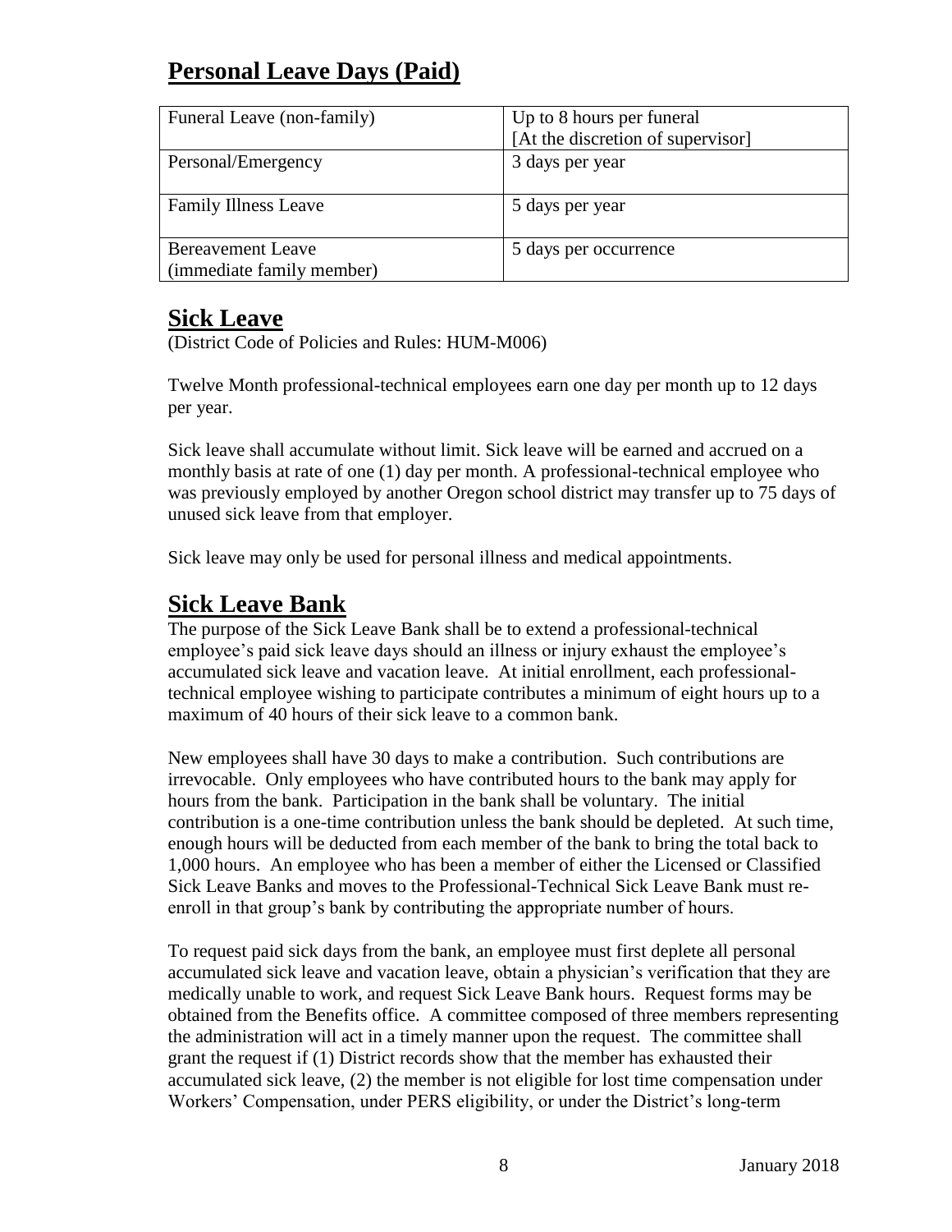## Personal Leave Days (Paid)

| | |
|---|---|
| Funeral Leave (non-family) | Up to 8 hours per funeral [At the discretion of supervisor] |
| Personal/Emergency | 3 days per year |
| Family Illness Leave | 5 days per year |
| Bereavement Leave (immediate family member) | 5 days per occurrence |

## Sick Leave

(District Code of Policies and Rules: HUM-M006)

Twelve Month professional-technical employees earn one day per month up to 12 days per year.

Sick leave shall accumulate without limit. Sick leave will be earned and accrued on a monthly basis at rate of one (1) day per month. A professional-technical employee who was previously employed by another Oregon school district may transfer up to 75 days of unused sick leave from that employer.

Sick leave may only be used for personal illness and medical appointments.

## Sick Leave Bank

The purpose of the Sick Leave Bank shall be to extend a professional-technical employee's paid sick leave days should an illness or injury exhaust the employee's accumulated sick leave and vacation leave. At initial enrollment, each professional-technical employee wishing to participate contributes a minimum of eight hours up to a maximum of 40 hours of their sick leave to a common bank.

New employees shall have 30 days to make a contribution. Such contributions are irrevocable. Only employees who have contributed hours to the bank may apply for hours from the bank. Participation in the bank shall be voluntary. The initial contribution is a one-time contribution unless the bank should be depleted. At such time, enough hours will be deducted from each member of the bank to bring the total back to 1,000 hours. An employee who has been a member of either the Licensed or Classified Sick Leave Banks and moves to the Professional-Technical Sick Leave Bank must re-enroll in that group's bank by contributing the appropriate number of hours.

To request paid sick days from the bank, an employee must first deplete all personal accumulated sick leave and vacation leave, obtain a physician's verification that they are medically unable to work, and request Sick Leave Bank hours. Request forms may be obtained from the Benefits office. A committee composed of three members representing the administration will act in a timely manner upon the request. The committee shall grant the request if (1) District records show that the member has exhausted their accumulated sick leave, (2) the member is not eligible for lost time compensation under Workers' Compensation, under PERS eligibility, or under the District's long-term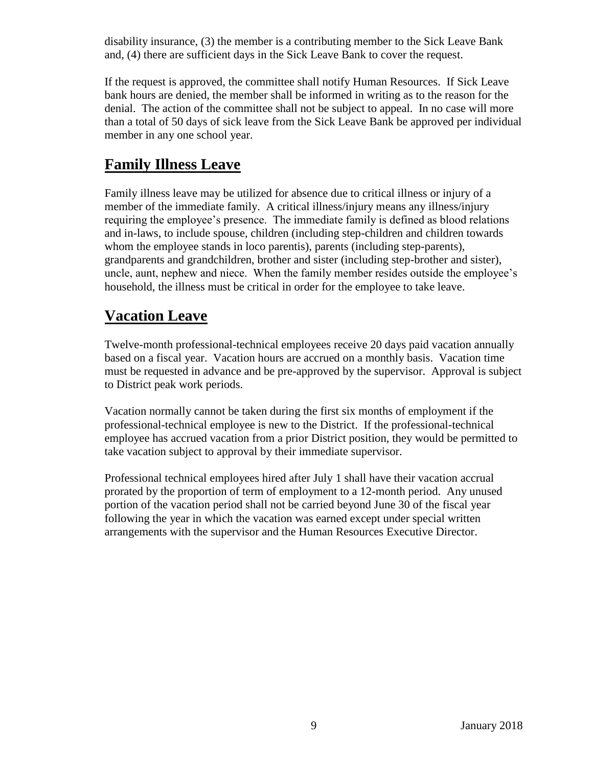disability insurance, (3) the member is a contributing member to the Sick Leave Bank and, (4) there are sufficient days in the Sick Leave Bank to cover the request.

If the request is approved, the committee shall notify Human Resources. If Sick Leave bank hours are denied, the member shall be informed in writing as to the reason for the denial. The action of the committee shall not be subject to appeal. In no case will more than a total of 50 days of sick leave from the Sick Leave Bank be approved per individual member in any one school year.

## Family Illness Leave

Family illness leave may be utilized for absence due to critical illness or injury of a member of the immediate family. A critical illness/injury means any illness/injury requiring the employee's presence. The immediate family is defined as blood relations and in-laws, to include spouse, children (including step-children and children towards whom the employee stands in loco parentis), parents (including step-parents), grandparents and grandchildren, brother and sister (including step-brother and sister), uncle, aunt, nephew and niece. When the family member resides outside the employee's household, the illness must be critical in order for the employee to take leave.

## Vacation Leave

Twelve-month professional-technical employees receive 20 days paid vacation annually based on a fiscal year. Vacation hours are accrued on a monthly basis. Vacation time must be requested in advance and be pre-approved by the supervisor. Approval is subject to District peak work periods.

Vacation normally cannot be taken during the first six months of employment if the professional-technical employee is new to the District. If the professional-technical employee has accrued vacation from a prior District position, they would be permitted to take vacation subject to approval by their immediate supervisor.

Professional technical employees hired after July 1 shall have their vacation accrual prorated by the proportion of term of employment to a 12-month period. Any unused portion of the vacation period shall not be carried beyond June 30 of the fiscal year following the year in which the vacation was earned except under special written arrangements with the supervisor and the Human Resources Executive Director.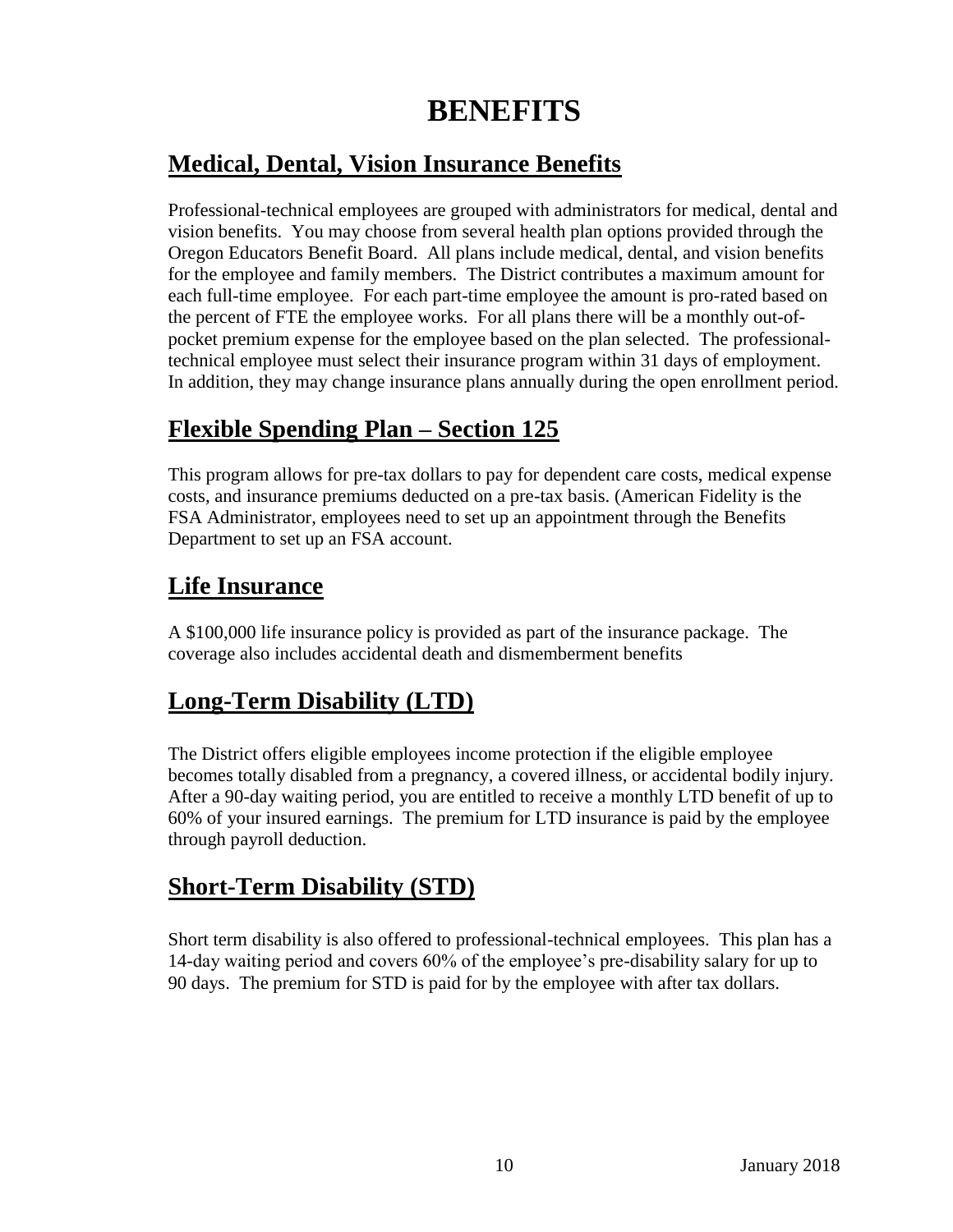# BENEFITS

## Medical, Dental, Vision Insurance Benefits

Professional-technical employees are grouped with administrators for medical, dental and vision benefits. You may choose from several health plan options provided through the Oregon Educators Benefit Board. All plans include medical, dental, and vision benefits for the employee and family members. The District contributes a maximum amount for each full-time employee. For each part-time employee the amount is pro-rated based on the percent of FTE the employee works. For all plans there will be a monthly out-of-pocket premium expense for the employee based on the plan selected. The professional-technical employee must select their insurance program within 31 days of employment. In addition, they may change insurance plans annually during the open enrollment period.

## Flexible Spending Plan – Section 125

This program allows for pre-tax dollars to pay for dependent care costs, medical expense costs, and insurance premiums deducted on a pre-tax basis. (American Fidelity is the FSA Administrator, employees need to set up an appointment through the Benefits Department to set up an FSA account.

## Life Insurance

A $100,000 life insurance policy is provided as part of the insurance package. The coverage also includes accidental death and dismemberment benefits

## Long-Term Disability (LTD)

The District offers eligible employees income protection if the eligible employee becomes totally disabled from a pregnancy, a covered illness, or accidental bodily injury. After a 90-day waiting period, you are entitled to receive a monthly LTD benefit of up to 60% of your insured earnings. The premium for LTD insurance is paid by the employee through payroll deduction.

## Short-Term Disability (STD)

Short term disability is also offered to professional-technical employees. This plan has a 14-day waiting period and covers 60% of the employee's pre-disability salary for up to 90 days. The premium for STD is paid for by the employee with after tax dollars.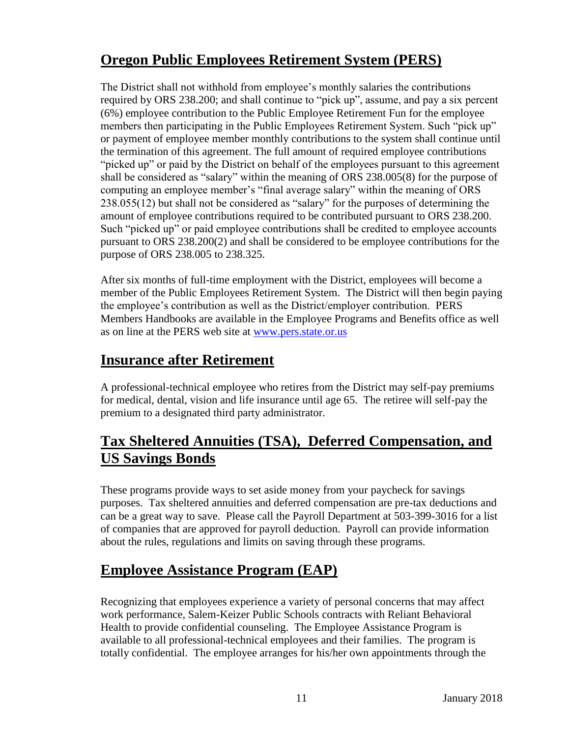## Oregon Public Employees Retirement System (PERS)

The District shall not withhold from employee's monthly salaries the contributions required by ORS 238.200; and shall continue to "pick up", assume, and pay a six percent (6%) employee contribution to the Public Employee Retirement Fun for the employee members then participating in the Public Employees Retirement System. Such "pick up" or payment of employee member monthly contributions to the system shall continue until the termination of this agreement. The full amount of required employee contributions "picked up" or paid by the District on behalf of the employees pursuant to this agreement shall be considered as "salary" within the meaning of ORS 238.005(8) for the purpose of computing an employee member's "final average salary" within the meaning of ORS 238.055(12) but shall not be considered as "salary" for the purposes of determining the amount of employee contributions required to be contributed pursuant to ORS 238.200. Such "picked up" or paid employee contributions shall be credited to employee accounts pursuant to ORS 238.200(2) and shall be considered to be employee contributions for the purpose of ORS 238.005 to 238.325.

After six months of full-time employment with the District, employees will become a member of the Public Employees Retirement System. The District will then begin paying the employee's contribution as well as the District/employer contribution. PERS Members Handbooks are available in the Employee Programs and Benefits office as well as on line at the PERS web site at [www.pers.state.or.us](http://www.pers.state.or.us)

## Insurance after Retirement

A professional-technical employee who retires from the District may self-pay premiums for medical, dental, vision and life insurance until age 65. The retiree will self-pay the premium to a designated third party administrator.

## Tax Sheltered Annuities (TSA), Deferred Compensation, and US Savings Bonds

These programs provide ways to set aside money from your paycheck for savings purposes. Tax sheltered annuities and deferred compensation are pre-tax deductions and can be a great way to save. Please call the Payroll Department at 503-399-3016 for a list of companies that are approved for payroll deduction. Payroll can provide information about the rules, regulations and limits on saving through these programs.

## Employee Assistance Program (EAP)

Recognizing that employees experience a variety of personal concerns that may affect work performance, Salem-Keizer Public Schools contracts with Reliant Behavioral Health to provide confidential counseling. The Employee Assistance Program is available to all professional-technical employees and their families. The program is totally confidential. The employee arranges for his/her own appointments through the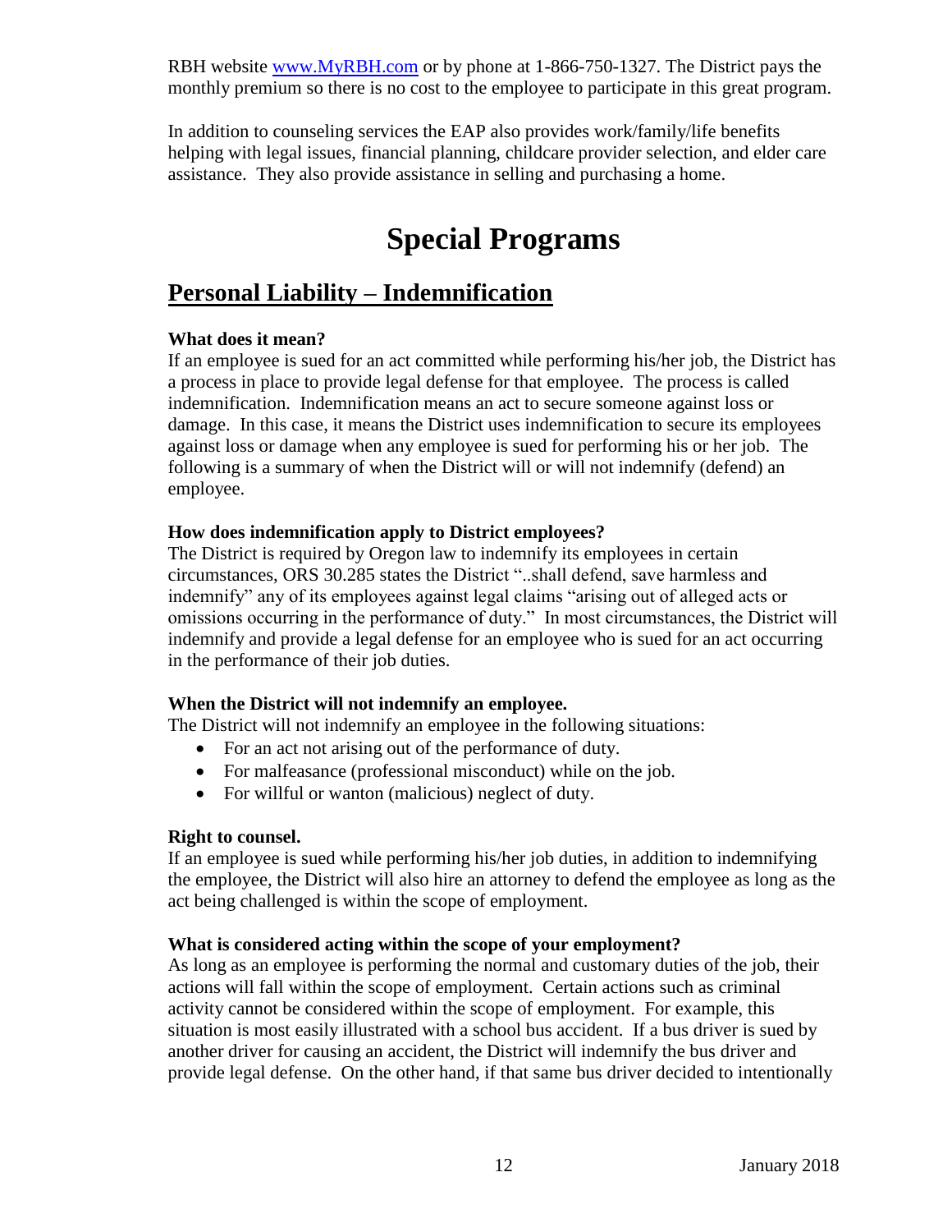RBH website [www.MyRBH.com](http://www.MyRBH.com) or by phone at 1-866-750-1327. The District pays the monthly premium so there is no cost to the employee to participate in this great program.

In addition to counseling services the EAP also provides work/family/life benefits helping with legal issues, financial planning, childcare provider selection, and elder care assistance. They also provide assistance in selling and purchasing a home.

# Special Programs

## Personal Liability – Indemnification

**What does it mean?**
If an employee is sued for an act committed while performing his/her job, the District has a process in place to provide legal defense for that employee. The process is called indemnification. Indemnification means an act to secure someone against loss or damage. In this case, it means the District uses indemnification to secure its employees against loss or damage when any employee is sued for performing his or her job. The following is a summary of when the District will or will not indemnify (defend) an employee.

**How does indemnification apply to District employees?**
The District is required by Oregon law to indemnify its employees in certain circumstances, ORS 30.285 states the District "..shall defend, save harmless and indemnify" any of its employees against legal claims "arising out of alleged acts or omissions occurring in the performance of duty." In most circumstances, the District will indemnify and provide a legal defense for an employee who is sued for an act occurring in the performance of their job duties.

**When the District will not indemnify an employee.**
The District will not indemnify an employee in the following situations:

- For an act not arising out of the performance of duty.
- For malfeasance (professional misconduct) while on the job.
- For willful or wanton (malicious) neglect of duty.

**Right to counsel.**
If an employee is sued while performing his/her job duties, in addition to indemnifying the employee, the District will also hire an attorney to defend the employee as long as the act being challenged is within the scope of employment.

**What is considered acting within the scope of your employment?**
As long as an employee is performing the normal and customary duties of the job, their actions will fall within the scope of employment. Certain actions such as criminal activity cannot be considered within the scope of employment. For example, this situation is most easily illustrated with a school bus accident. If a bus driver is sued by another driver for causing an accident, the District will indemnify the bus driver and provide legal defense. On the other hand, if that same bus driver decided to intentionally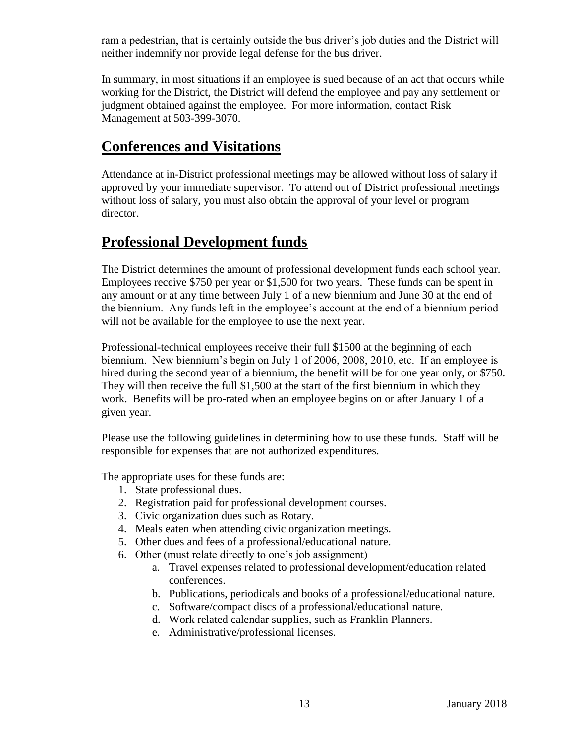ram a pedestrian, that is certainly outside the bus driver's job duties and the District will neither indemnify nor provide legal defense for the bus driver.

In summary, in most situations if an employee is sued because of an act that occurs while working for the District, the District will defend the employee and pay any settlement or judgment obtained against the employee. For more information, contact Risk Management at 503-399-3070.

## Conferences and Visitations

Attendance at in-District professional meetings may be allowed without loss of salary if approved by your immediate supervisor. To attend out of District professional meetings without loss of salary, you must also obtain the approval of your level or program director.

## Professional Development funds

The District determines the amount of professional development funds each school year. Employees receive $750 per year or $1,500 for two years. These funds can be spent in any amount or at any time between July 1 of a new biennium and June 30 at the end of the biennium. Any funds left in the employee's account at the end of a biennium period will not be available for the employee to use the next year.

Professional-technical employees receive their full $1500 at the beginning of each biennium. New biennium's begin on July 1 of 2006, 2008, 2010, etc. If an employee is hired during the second year of a biennium, the benefit will be for one year only, or $750. They will then receive the full $1,500 at the start of the first biennium in which they work. Benefits will be pro-rated when an employee begins on or after January 1 of a given year.

Please use the following guidelines in determining how to use these funds. Staff will be responsible for expenses that are not authorized expenditures.

The appropriate uses for these funds are:

1. State professional dues.
2. Registration paid for professional development courses.
3. Civic organization dues such as Rotary.
4. Meals eaten when attending civic organization meetings.
5. Other dues and fees of a professional/educational nature.
6. Other (must relate directly to one's job assignment)
   a. Travel expenses related to professional development/education related conferences.
   b. Publications, periodicals and books of a professional/educational nature.
   c. Software/compact discs of a professional/educational nature.
   d. Work related calendar supplies, such as Franklin Planners.
   e. Administrative/professional licenses.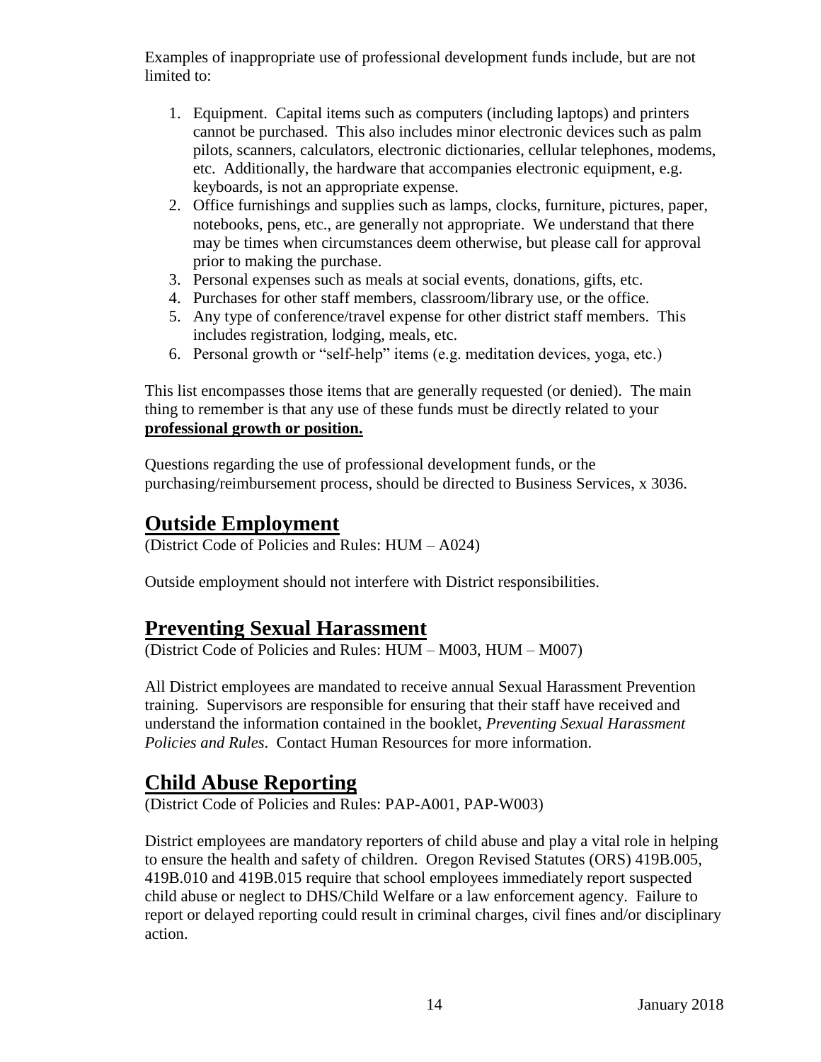Examples of inappropriate use of professional development funds include, but are not limited to:

1. Equipment. Capital items such as computers (including laptops) and printers cannot be purchased. This also includes minor electronic devices such as palm pilots, scanners, calculators, electronic dictionaries, cellular telephones, modems, etc. Additionally, the hardware that accompanies electronic equipment, e.g. keyboards, is not an appropriate expense.
2. Office furnishings and supplies such as lamps, clocks, furniture, pictures, paper, notebooks, pens, etc., are generally not appropriate. We understand that there may be times when circumstances deem otherwise, but please call for approval prior to making the purchase.
3. Personal expenses such as meals at social events, donations, gifts, etc.
4. Purchases for other staff members, classroom/library use, or the office.
5. Any type of conference/travel expense for other district staff members. This includes registration, lodging, meals, etc.
6. Personal growth or "self-help" items (e.g. meditation devices, yoga, etc.)

This list encompasses those items that are generally requested (or denied). The main thing to remember is that any use of these funds must be directly related to your **professional growth or position.**

Questions regarding the use of professional development funds, or the purchasing/reimbursement process, should be directed to Business Services, x 3036.

## Outside Employment

(District Code of Policies and Rules: HUM – A024)

Outside employment should not interfere with District responsibilities.

## Preventing Sexual Harassment

(District Code of Policies and Rules: HUM – M003, HUM – M007)

All District employees are mandated to receive annual Sexual Harassment Prevention training. Supervisors are responsible for ensuring that their staff have received and understand the information contained in the booklet, *Preventing Sexual Harassment Policies and Rules*. Contact Human Resources for more information.

## Child Abuse Reporting

(District Code of Policies and Rules: PAP-A001, PAP-W003)

District employees are mandatory reporters of child abuse and play a vital role in helping to ensure the health and safety of children. Oregon Revised Statutes (ORS) 419B.005, 419B.010 and 419B.015 require that school employees immediately report suspected child abuse or neglect to DHS/Child Welfare or a law enforcement agency. Failure to report or delayed reporting could result in criminal charges, civil fines and/or disciplinary action.